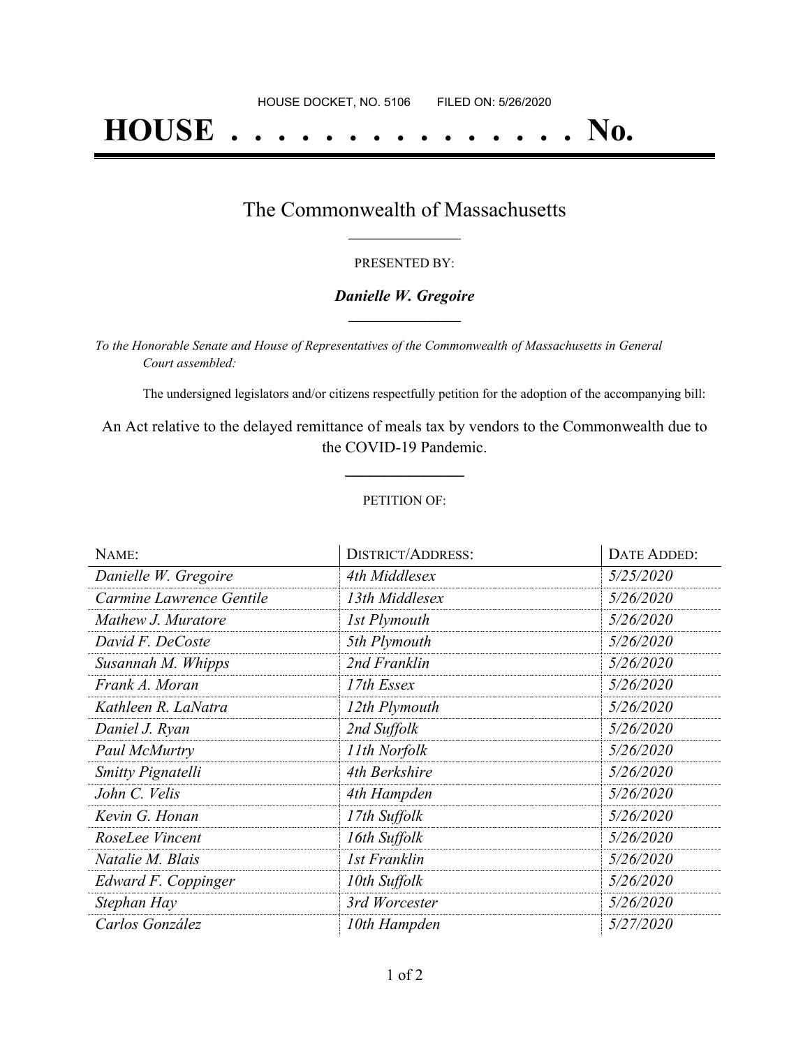HOUSE DOCKET, NO. 5106        FILED ON: 5/26/2020

# HOUSE . . . . . . . . . . . . . . . No.

## The Commonwealth of Massachusetts

PRESENTED BY:

***Danielle W. Gregoire***

*To the Honorable Senate and House of Representatives of the Commonwealth of Massachusetts in General Court assembled:*

The undersigned legislators and/or citizens respectfully petition for the adoption of the accompanying bill:

An Act relative to the delayed remittance of meals tax by vendors to the Commonwealth due to the COVID-19 Pandemic.

PETITION OF:

| NAME: | DISTRICT/ADDRESS: | DATE ADDED: |
|---|---|---|
| *Danielle W. Gregoire* | *4th Middlesex* | *5/25/2020* |
| *Carmine Lawrence Gentile* | *13th Middlesex* | *5/26/2020* |
| *Mathew J. Muratore* | *1st Plymouth* | *5/26/2020* |
| *David F. DeCoste* | *5th Plymouth* | *5/26/2020* |
| *Susannah M. Whipps* | *2nd Franklin* | *5/26/2020* |
| *Frank A. Moran* | *17th Essex* | *5/26/2020* |
| *Kathleen R. LaNatra* | *12th Plymouth* | *5/26/2020* |
| *Daniel J. Ryan* | *2nd Suffolk* | *5/26/2020* |
| *Paul McMurtry* | *11th Norfolk* | *5/26/2020* |
| *Smitty Pignatelli* | *4th Berkshire* | *5/26/2020* |
| *John C. Velis* | *4th Hampden* | *5/26/2020* |
| *Kevin G. Honan* | *17th Suffolk* | *5/26/2020* |
| *RoseLee Vincent* | *16th Suffolk* | *5/26/2020* |
| *Natalie M. Blais* | *1st Franklin* | *5/26/2020* |
| *Edward F. Coppinger* | *10th Suffolk* | *5/26/2020* |
| *Stephan Hay* | *3rd Worcester* | *5/26/2020* |
| *Carlos González* | *10th Hampden* | *5/27/2020* |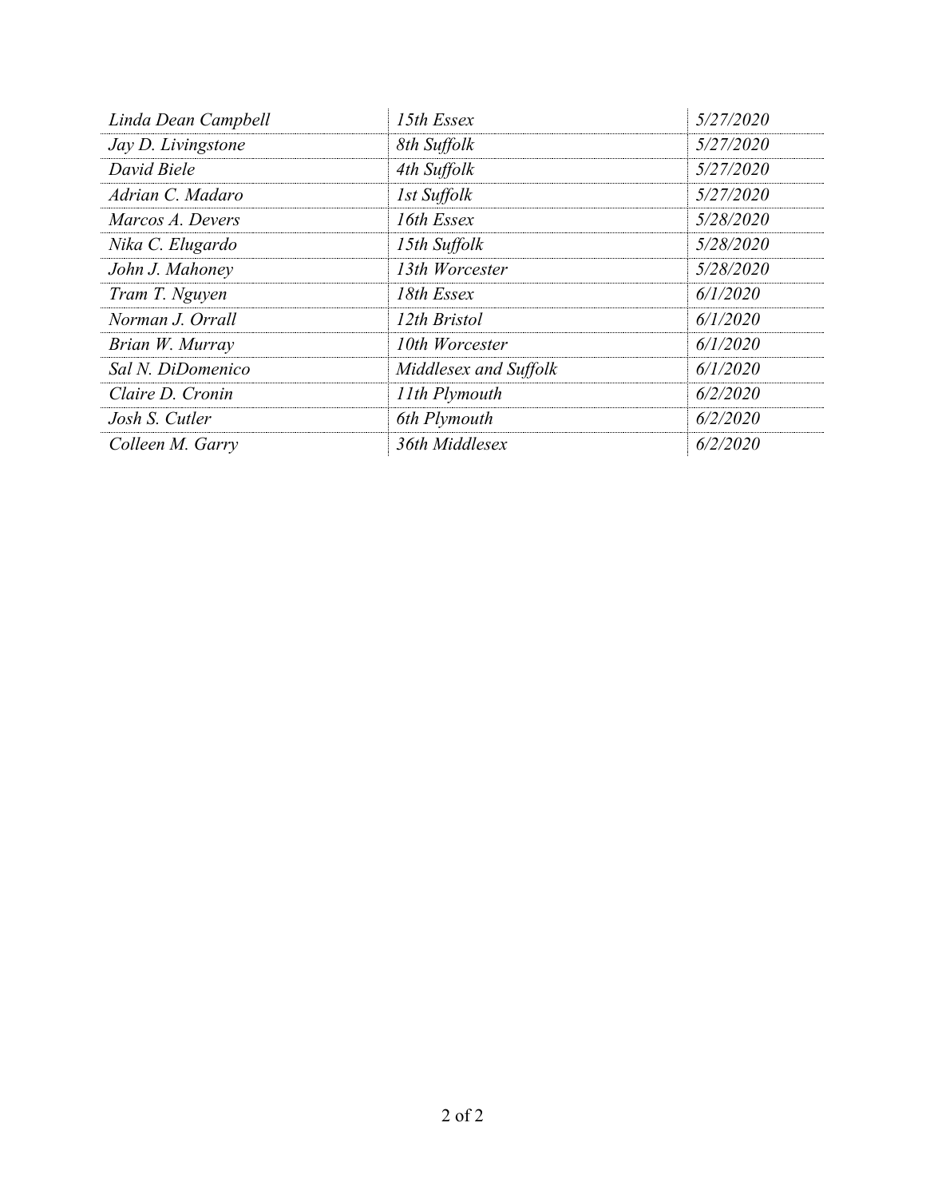| | | |
|---|---|---|
| *Linda Dean Campbell* | *15th Essex* | *5/27/2020* |
| *Jay D. Livingstone* | *8th Suffolk* | *5/27/2020* |
| *David Biele* | *4th Suffolk* | *5/27/2020* |
| *Adrian C. Madaro* | *1st Suffolk* | *5/27/2020* |
| *Marcos A. Devers* | *16th Essex* | *5/28/2020* |
| *Nika C. Elugardo* | *15th Suffolk* | *5/28/2020* |
| *John J. Mahoney* | *13th Worcester* | *5/28/2020* |
| *Tram T. Nguyen* | *18th Essex* | *6/1/2020* |
| *Norman J. Orrall* | *12th Bristol* | *6/1/2020* |
| *Brian W. Murray* | *10th Worcester* | *6/1/2020* |
| *Sal N. DiDomenico* | *Middlesex and Suffolk* | *6/1/2020* |
| *Claire D. Cronin* | *11th Plymouth* | *6/2/2020* |
| *Josh S. Cutler* | *6th Plymouth* | *6/2/2020* |
| *Colleen M. Garry* | *36th Middlesex* | *6/2/2020* |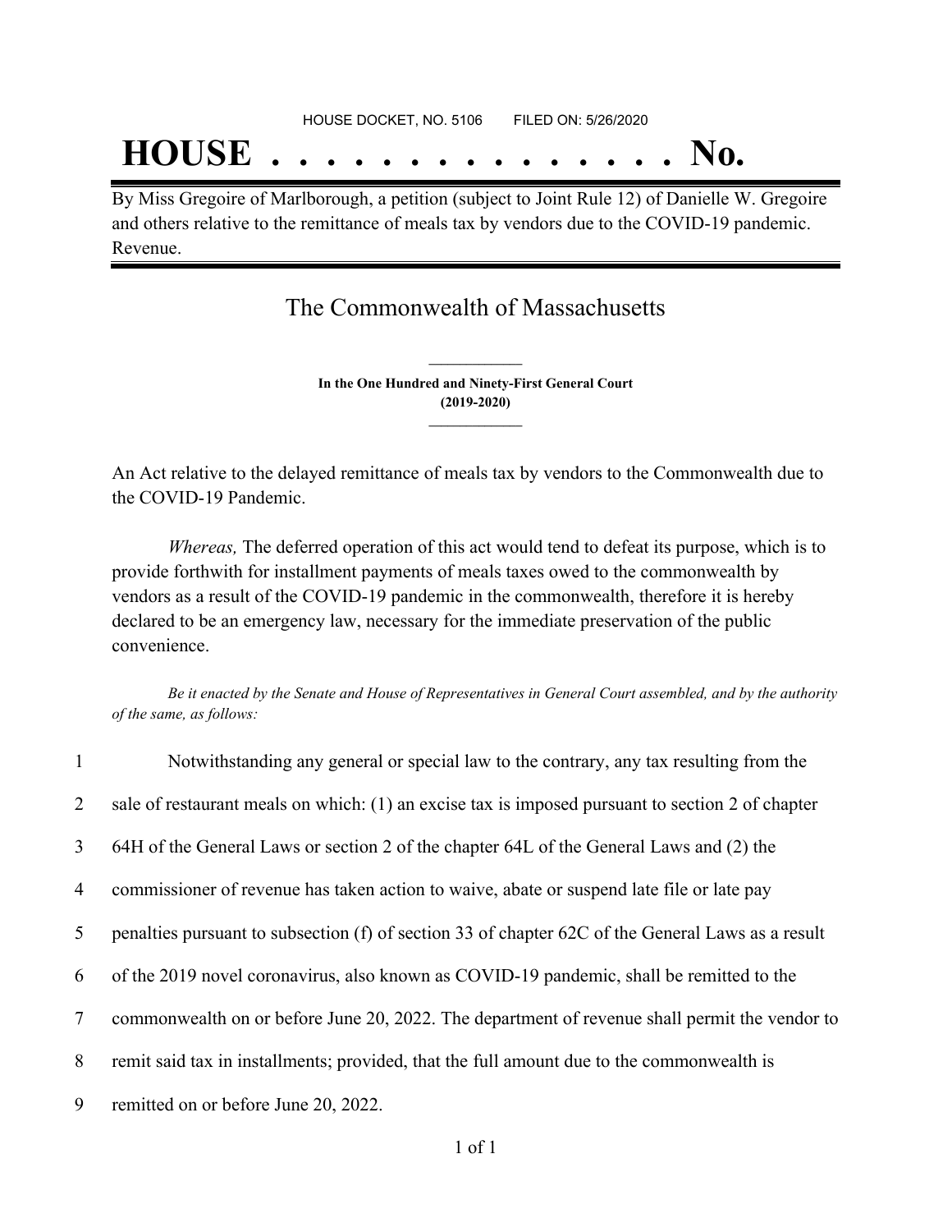HOUSE DOCKET, NO. 5106 FILED ON: 5/26/2020

# HOUSE . . . . . . . . . . . . . . . No.

By Miss Gregoire of Marlborough, a petition (subject to Joint Rule 12) of Danielle W. Gregoire and others relative to the remittance of meals tax by vendors due to the COVID-19 pandemic. Revenue.

## The Commonwealth of Massachusetts

**In the One Hundred and Ninety-First General Court**
**(2019-2020)**

An Act relative to the delayed remittance of meals tax by vendors to the Commonwealth due to the COVID-19 Pandemic.

*Whereas,* The deferred operation of this act would tend to defeat its purpose, which is to provide forthwith for installment payments of meals taxes owed to the commonwealth by vendors as a result of the COVID-19 pandemic in the commonwealth, therefore it is hereby declared to be an emergency law, necessary for the immediate preservation of the public convenience.

*Be it enacted by the Senate and House of Representatives in General Court assembled, and by the authority of the same, as follows:*

1 Notwithstanding any general or special law to the contrary, any tax resulting from the
2 sale of restaurant meals on which: (1) an excise tax is imposed pursuant to section 2 of chapter
3 64H of the General Laws or section 2 of the chapter 64L of the General Laws and (2) the
4 commissioner of revenue has taken action to waive, abate or suspend late file or late pay
5 penalties pursuant to subsection (f) of section 33 of chapter 62C of the General Laws as a result
6 of the 2019 novel coronavirus, also known as COVID-19 pandemic, shall be remitted to the
7 commonwealth on or before June 20, 2022. The department of revenue shall permit the vendor to
8 remit said tax in installments; provided, that the full amount due to the commonwealth is
9 remitted on or before June 20, 2022.